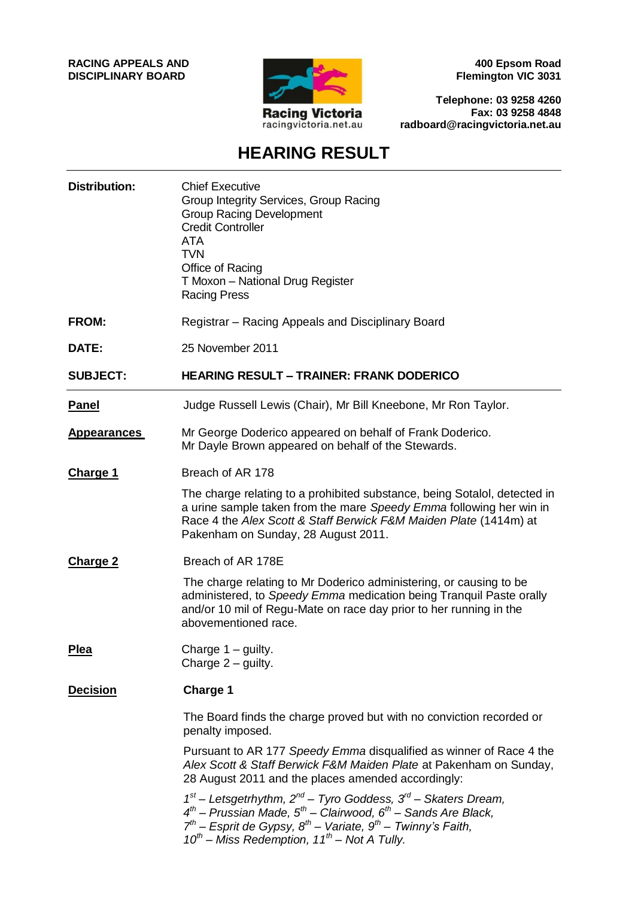**RACING APPEALS AND DISCIPLINARY BOARD**

Racing Victoria
racingvictoria.net.au

**400 Epsom Road**
**Flemington VIC 3031**

**Telephone: 03 9258 4260**
**Fax: 03 9258 4848**
**radboard@racingvictoria.net.au**

# HEARING RESULT

**Distribution:**
Chief Executive
Group Integrity Services, Group Racing
Group Racing Development
Credit Controller
ATA
TVN
Office of Racing
T Moxon – National Drug Register
Racing Press

**FROM:** Registrar – Racing Appeals and Disciplinary Board

**DATE:** 25 November 2011

**SUBJECT:** **HEARING RESULT – TRAINER: FRANK DODERICO**

---

**Panel**
Judge Russell Lewis (Chair), Mr Bill Kneebone, Mr Ron Taylor.

**Appearances**
Mr George Doderico appeared on behalf of Frank Doderico.
Mr Dayle Brown appeared on behalf of the Stewards.

**Charge 1**
Breach of AR 178

The charge relating to a prohibited substance, being Sotalol, detected in a urine sample taken from the mare *Speedy Emma* following her win in Race 4 the *Alex Scott & Staff Berwick F&M Maiden Plate* (1414m) at Pakenham on Sunday, 28 August 2011.

**Charge 2**
Breach of AR 178E

The charge relating to Mr Doderico administering, or causing to be administered, to *Speedy Emma* medication being Tranquil Paste orally and/or 10 mil of Regu-Mate on race day prior to her running in the abovementioned race.

**Plea**
Charge 1 – guilty.
Charge 2 – guilty.

**Decision**

**Charge 1**

The Board finds the charge proved but with no conviction recorded or penalty imposed.

Pursuant to AR 177 *Speedy Emma* disqualified as winner of Race 4 the *Alex Scott & Staff Berwick F&M Maiden Plate* at Pakenham on Sunday, 28 August 2011 and the places amended accordingly:

*1st – Letsgetrhythm, 2nd – Tyro Goddess, 3rd – Skaters Dream,*
*4th – Prussian Made, 5th – Clairwood, 6th – Sands Are Black,*
*7th – Esprit de Gypsy, 8th – Variate, 9th – Twinny's Faith,*
*10th – Miss Redemption, 11th – Not A Tully.*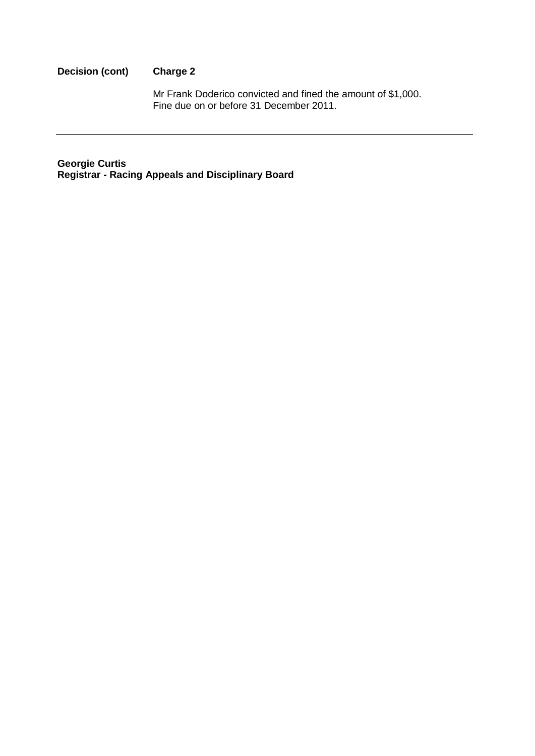**Decision (cont)** **Charge 2**

Mr Frank Doderico convicted and fined the amount of $1,000.
Fine due on or before 31 December 2011.

---

**Georgie Curtis**
**Registrar - Racing Appeals and Disciplinary Board**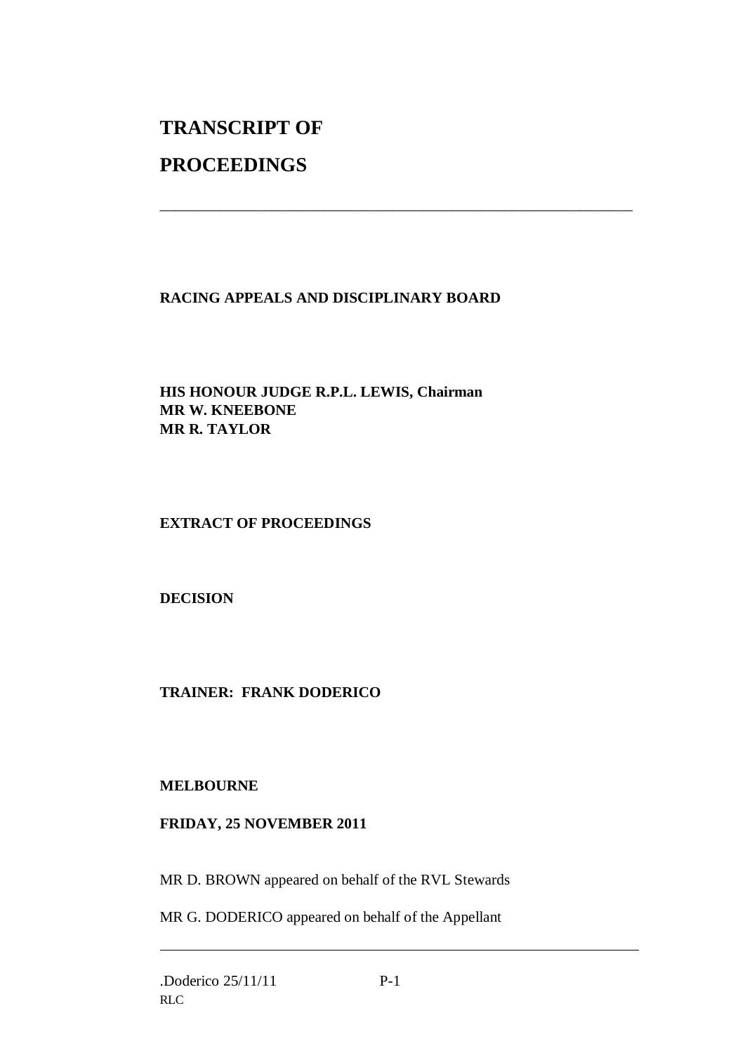# TRANSCRIPT OF PROCEEDINGS

---

**RACING APPEALS AND DISCIPLINARY BOARD**

**HIS HONOUR JUDGE R.P.L. LEWIS, Chairman**
**MR W. KNEEBONE**
**MR R. TAYLOR**

**EXTRACT OF PROCEEDINGS**

**DECISION**

**TRAINER: FRANK DODERICO**

**MELBOURNE**

**FRIDAY, 25 NOVEMBER 2011**

MR D. BROWN appeared on behalf of the RVL Stewards

MR G. DODERICO appeared on behalf of the Appellant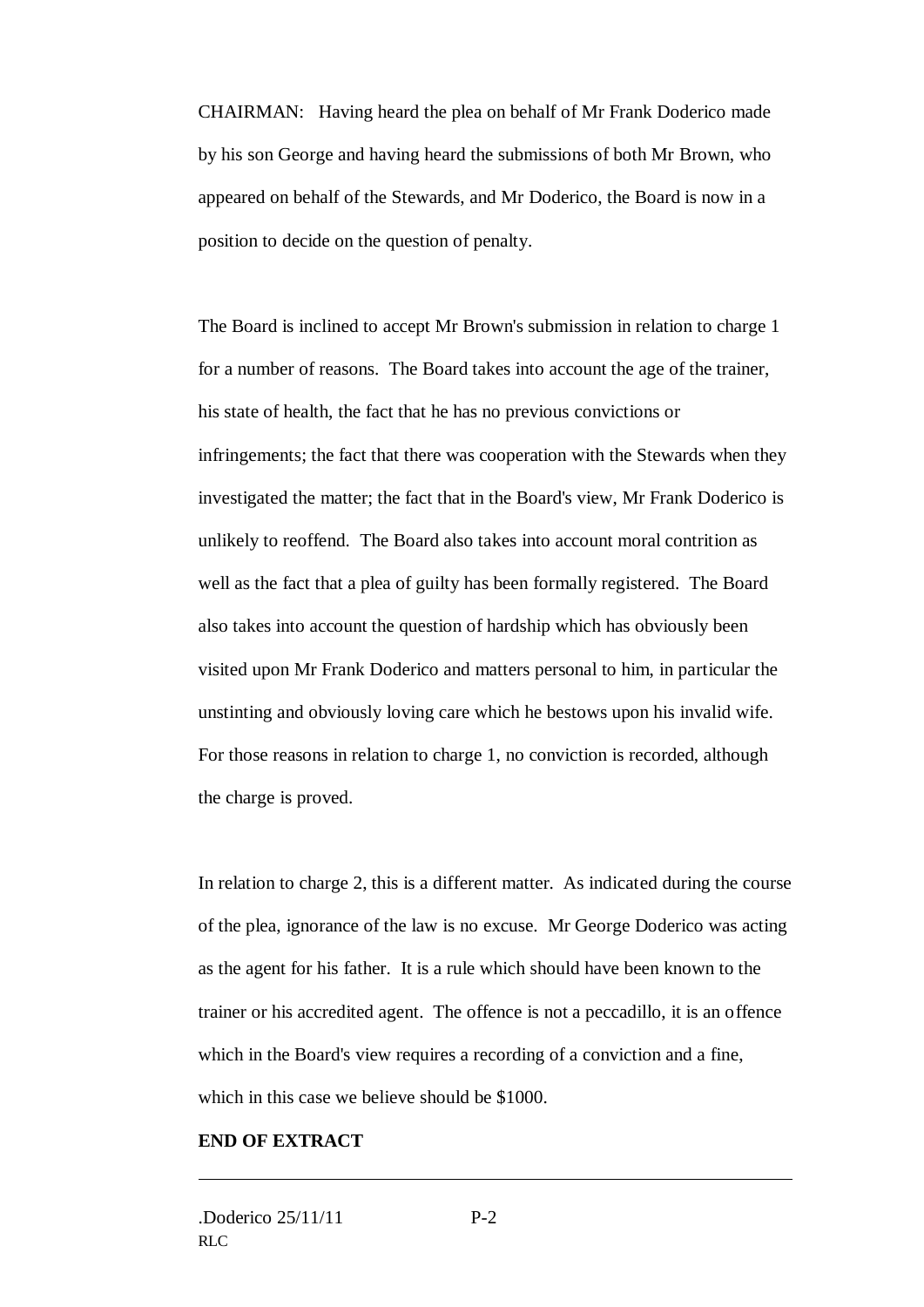CHAIRMAN: Having heard the plea on behalf of Mr Frank Doderico made by his son George and having heard the submissions of both Mr Brown, who appeared on behalf of the Stewards, and Mr Doderico, the Board is now in a position to decide on the question of penalty.

The Board is inclined to accept Mr Brown's submission in relation to charge 1 for a number of reasons. The Board takes into account the age of the trainer, his state of health, the fact that he has no previous convictions or infringements; the fact that there was cooperation with the Stewards when they investigated the matter; the fact that in the Board's view, Mr Frank Doderico is unlikely to reoffend. The Board also takes into account moral contrition as well as the fact that a plea of guilty has been formally registered. The Board also takes into account the question of hardship which has obviously been visited upon Mr Frank Doderico and matters personal to him, in particular the unstinting and obviously loving care which he bestows upon his invalid wife. For those reasons in relation to charge 1, no conviction is recorded, although the charge is proved.

In relation to charge 2, this is a different matter. As indicated during the course of the plea, ignorance of the law is no excuse. Mr George Doderico was acting as the agent for his father. It is a rule which should have been known to the trainer or his accredited agent. The offence is not a peccadillo, it is an offence which in the Board's view requires a recording of a conviction and a fine, which in this case we believe should be $1000.

**END OF EXTRACT**